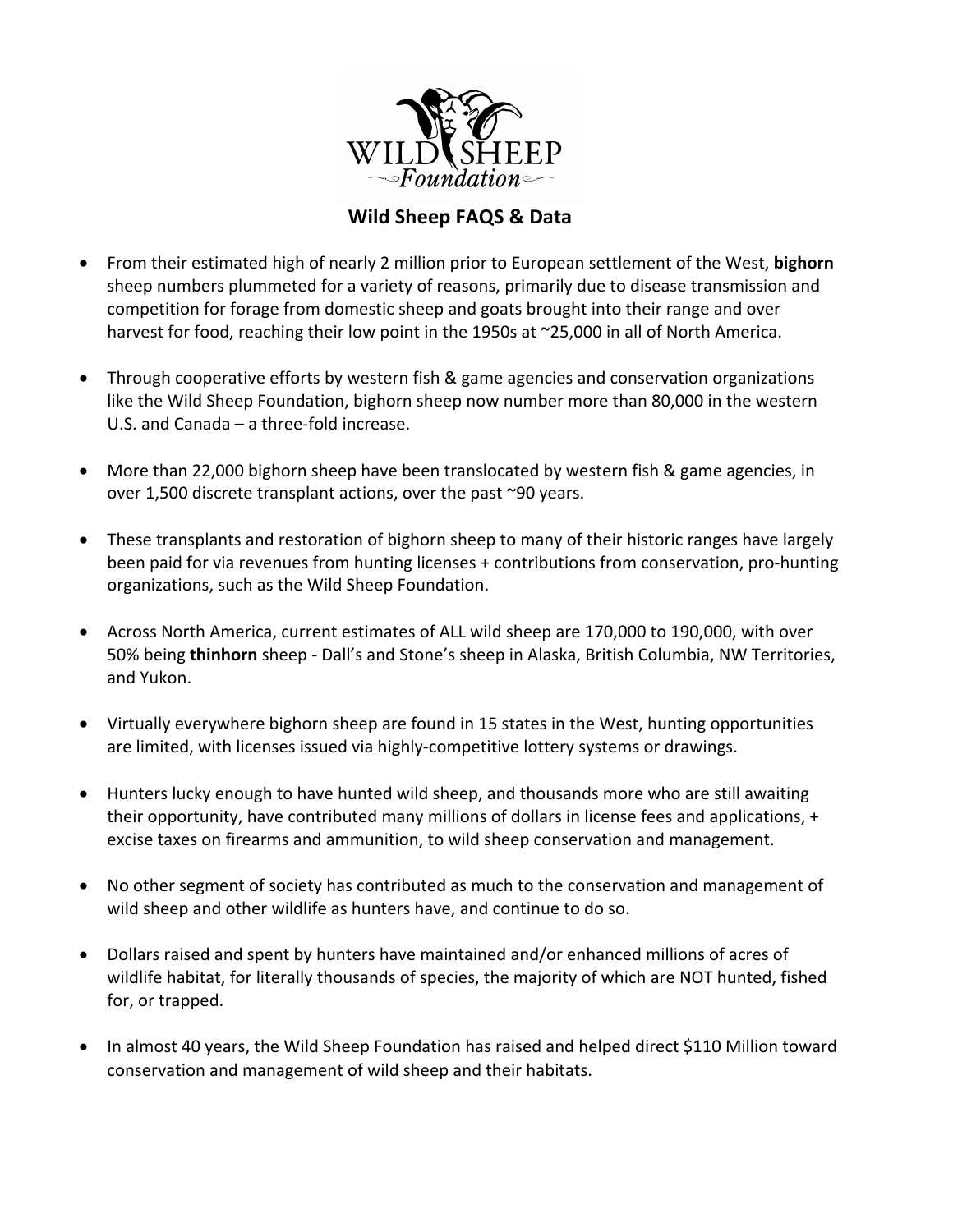# Wild Sheep FAQS & Data

- From their estimated high of nearly 2 million prior to European settlement of the West, **bighorn** sheep numbers plummeted for a variety of reasons, primarily due to disease transmission and competition for forage from domestic sheep and goats brought into their range and over harvest for food, reaching their low point in the 1950s at ~25,000 in all of North America.

- Through cooperative efforts by western fish & game agencies and conservation organizations like the Wild Sheep Foundation, bighorn sheep now number more than 80,000 in the western U.S. and Canada – a three-fold increase.

- More than 22,000 bighorn sheep have been translocated by western fish & game agencies, in over 1,500 discrete transplant actions, over the past ~90 years.

- These transplants and restoration of bighorn sheep to many of their historic ranges have largely been paid for via revenues from hunting licenses + contributions from conservation, pro-hunting organizations, such as the Wild Sheep Foundation.

- Across North America, current estimates of ALL wild sheep are 170,000 to 190,000, with over 50% being **thinhorn** sheep - Dall's and Stone's sheep in Alaska, British Columbia, NW Territories, and Yukon.

- Virtually everywhere bighorn sheep are found in 15 states in the West, hunting opportunities are limited, with licenses issued via highly-competitive lottery systems or drawings.

- Hunters lucky enough to have hunted wild sheep, and thousands more who are still awaiting their opportunity, have contributed many millions of dollars in license fees and applications, + excise taxes on firearms and ammunition, to wild sheep conservation and management.

- No other segment of society has contributed as much to the conservation and management of wild sheep and other wildlife as hunters have, and continue to do so.

- Dollars raised and spent by hunters have maintained and/or enhanced millions of acres of wildlife habitat, for literally thousands of species, the majority of which are NOT hunted, fished for, or trapped.

- In almost 40 years, the Wild Sheep Foundation has raised and helped direct $110 Million toward conservation and management of wild sheep and their habitats.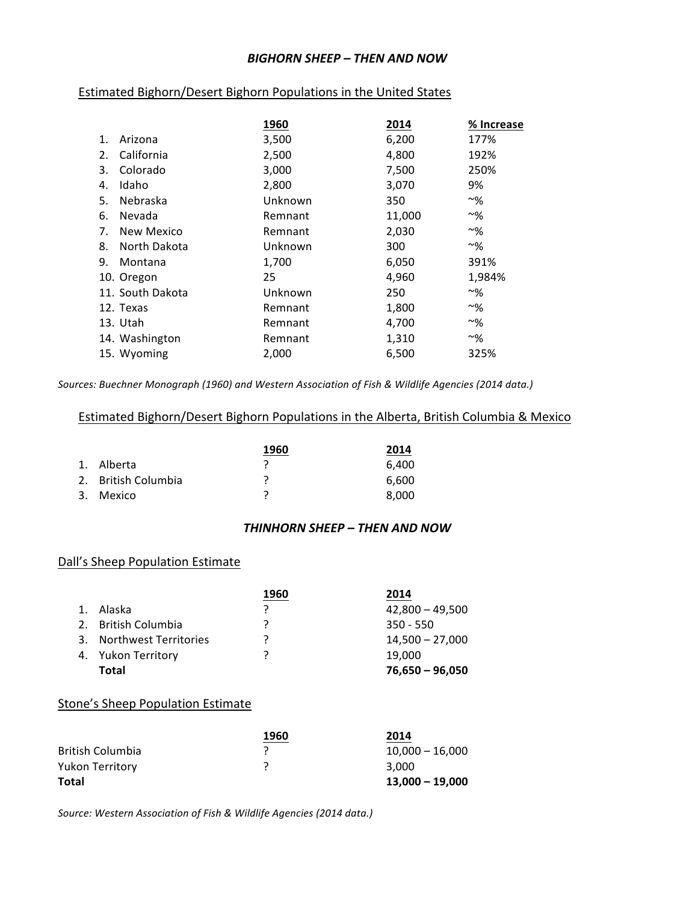## *BIGHORN SHEEP – THEN AND NOW*

### Estimated Bighorn/Desert Bighorn Populations in the United States

| | 1960 | 2014 | % Increase |
|---|---|---|---|
| 1. Arizona | 3,500 | 6,200 | 177% |
| 2. California | 2,500 | 4,800 | 192% |
| 3. Colorado | 3,000 | 7,500 | 250% |
| 4. Idaho | 2,800 | 3,070 | 9% |
| 5. Nebraska | Unknown | 350 | ~% |
| 6. Nevada | Remnant | 11,000 | ~% |
| 7. New Mexico | Remnant | 2,030 | ~% |
| 8. North Dakota | Unknown | 300 | ~% |
| 9. Montana | 1,700 | 6,050 | 391% |
| 10. Oregon | 25 | 4,960 | 1,984% |
| 11. South Dakota | Unknown | 250 | ~% |
| 12. Texas | Remnant | 1,800 | ~% |
| 13. Utah | Remnant | 4,700 | ~% |
| 14. Washington | Remnant | 1,310 | ~% |
| 15. Wyoming | 2,000 | 6,500 | 325% |

*Sources: Buechner Monograph (1960) and Western Association of Fish & Wildlife Agencies (2014 data.)*

### Estimated Bighorn/Desert Bighorn Populations in the Alberta, British Columbia & Mexico

| | 1960 | 2014 |
|---|---|---|
| 1. Alberta | ? | 6,400 |
| 2. British Columbia | ? | 6,600 |
| 3. Mexico | ? | 8,000 |

## *THINHORN SHEEP – THEN AND NOW*

### Dall's Sheep Population Estimate

| | 1960 | 2014 |
|---|---|---|
| 1. Alaska | ? | 42,800 – 49,500 |
| 2. British Columbia | ? | 350 - 550 |
| 3. Northwest Territories | ? | 14,500 – 27,000 |
| 4. Yukon Territory | ? | 19,000 |
| **Total** | | **76,650 – 96,050** |

### Stone's Sheep Population Estimate

| | 1960 | 2014 |
|---|---|---|
| British Columbia | ? | 10,000 – 16,000 |
| Yukon Territory | ? | 3,000 |
| **Total** | | **13,000 – 19,000** |

*Source: Western Association of Fish & Wildlife Agencies (2014 data.)*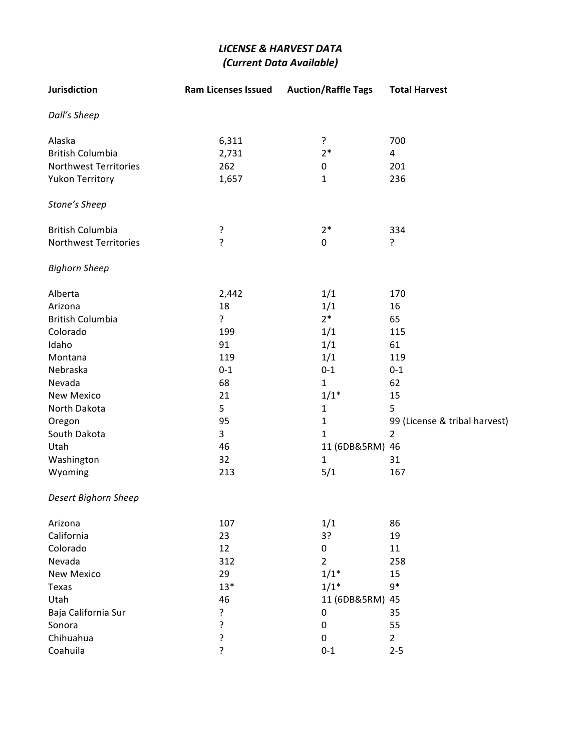## *LICENSE & HARVEST DATA*
## *(Current Data Available)*

| Jurisdiction | Ram Licenses Issued | Auction/Raffle Tags | Total Harvest |
|---|---|---|---|
| *Dall's Sheep* | | | |
| Alaska | 6,311 | ? | 700 |
| British Columbia | 2,731 | 2* | 4 |
| Northwest Territories | 262 | 0 | 201 |
| Yukon Territory | 1,657 | 1 | 236 |
| *Stone's Sheep* | | | |
| British Columbia | ? | 2* | 334 |
| Northwest Territories | ? | 0 | ? |
| *Bighorn Sheep* | | | |
| Alberta | 2,442 | 1/1 | 170 |
| Arizona | 18 | 1/1 | 16 |
| British Columbia | ? | 2* | 65 |
| Colorado | 199 | 1/1 | 115 |
| Idaho | 91 | 1/1 | 61 |
| Montana | 119 | 1/1 | 119 |
| Nebraska | 0-1 | 0-1 | 0-1 |
| Nevada | 68 | 1 | 62 |
| New Mexico | 21 | 1/1* | 15 |
| North Dakota | 5 | 1 | 5 |
| Oregon | 95 | 1 | 99 (License & tribal harvest) |
| South Dakota | 3 | 1 | 2 |
| Utah | 46 | 11 (6DB&5RM) | 46 |
| Washington | 32 | 1 | 31 |
| Wyoming | 213 | 5/1 | 167 |
| *Desert Bighorn Sheep* | | | |
| Arizona | 107 | 1/1 | 86 |
| California | 23 | 3? | 19 |
| Colorado | 12 | 0 | 11 |
| Nevada | 312 | 2 | 258 |
| New Mexico | 29 | 1/1* | 15 |
| Texas | 13* | 1/1* | 9* |
| Utah | 46 | 11 (6DB&5RM) | 45 |
| Baja California Sur | ? | 0 | 35 |
| Sonora | ? | 0 | 55 |
| Chihuahua | ? | 0 | 2 |
| Coahuila | ? | 0-1 | 2-5 |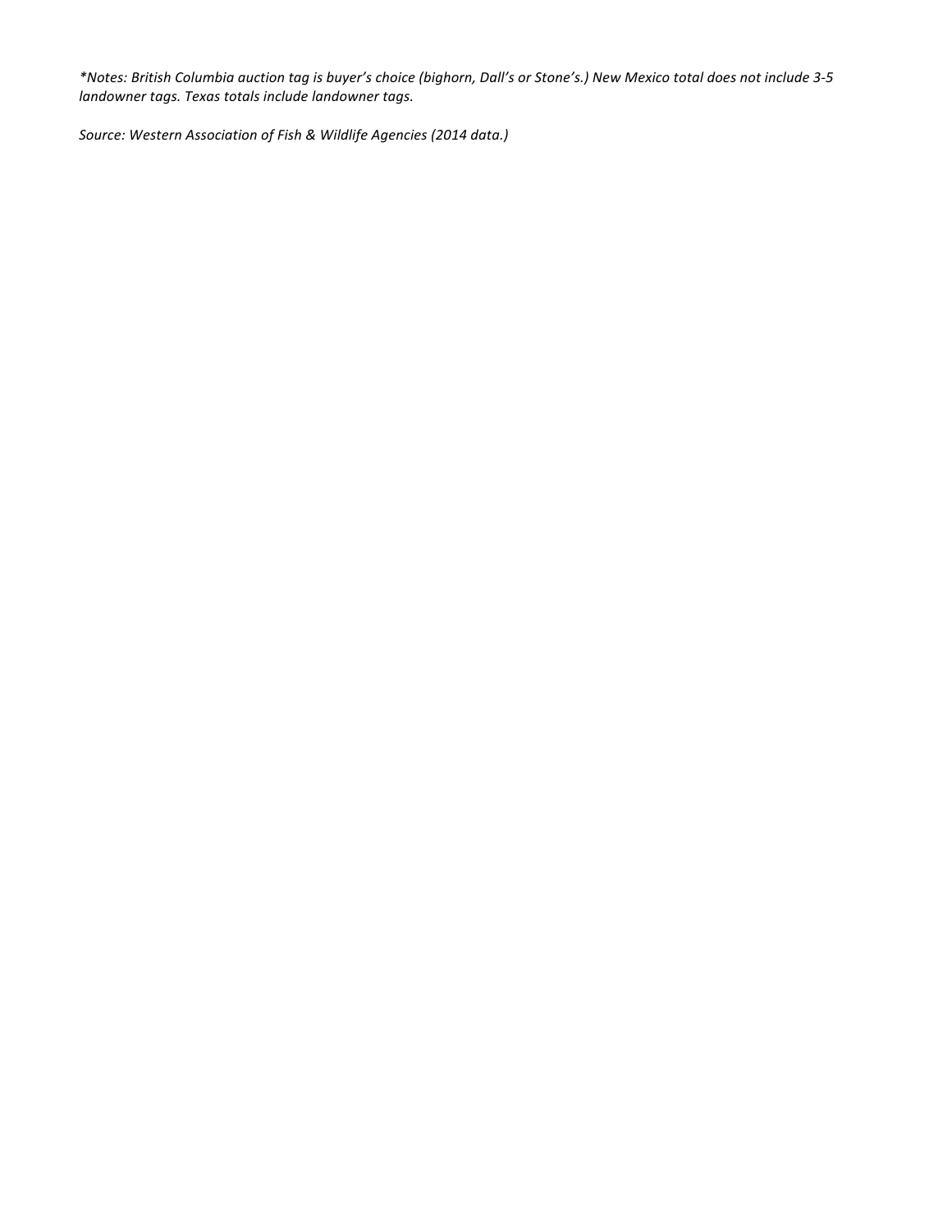*\*Notes: British Columbia auction tag is buyer's choice (bighorn, Dall's or Stone's.) New Mexico total does not include 3-5 landowner tags. Texas totals include landowner tags.*

*Source: Western Association of Fish & Wildlife Agencies (2014 data.)*